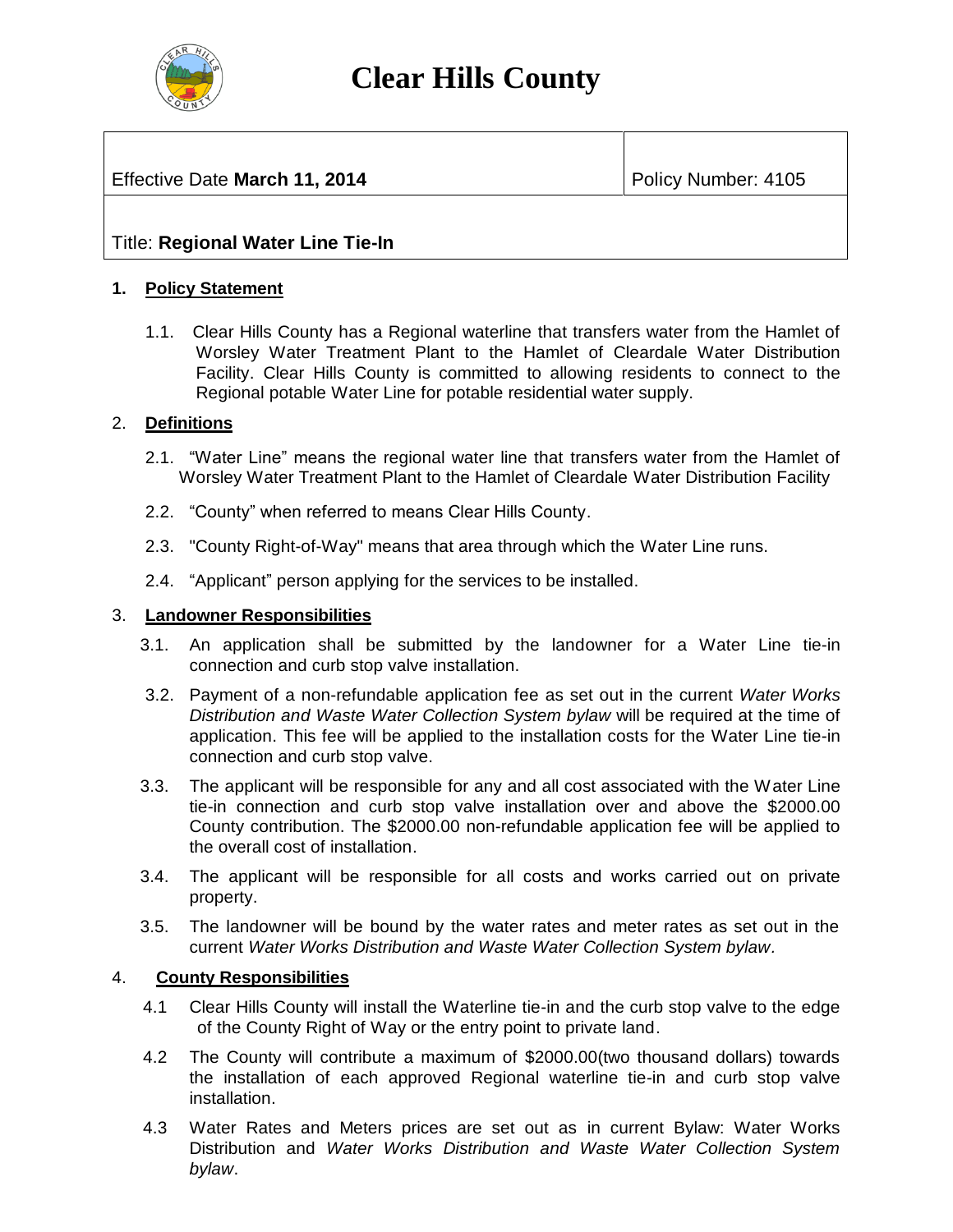# Clear Hills County

| Effective Date **March 11, 2014** | Policy Number: 4105 |
|---|---|
| Title: **Regional Water Line Tie-In** | |

**1. Policy Statement**

1.1. Clear Hills County has a Regional waterline that transfers water from the Hamlet of Worsley Water Treatment Plant to the Hamlet of Cleardale Water Distribution Facility. Clear Hills County is committed to allowing residents to connect to the Regional potable Water Line for potable residential water supply.

**2. Definitions**

2.1. "Water Line" means the regional water line that transfers water from the Hamlet of Worsley Water Treatment Plant to the Hamlet of Cleardale Water Distribution Facility

2.2. "County" when referred to means Clear Hills County.

2.3. "County Right-of-Way" means that area through which the Water Line runs.

2.4. "Applicant" person applying for the services to be installed.

**3. Landowner Responsibilities**

3.1. An application shall be submitted by the landowner for a Water Line tie-in connection and curb stop valve installation.

3.2. Payment of a non-refundable application fee as set out in the current *Water Works Distribution and Waste Water Collection System bylaw* will be required at the time of application. This fee will be applied to the installation costs for the Water Line tie-in connection and curb stop valve.

3.3. The applicant will be responsible for any and all cost associated with the Water Line tie-in connection and curb stop valve installation over and above the $2000.00 County contribution. The $2000.00 non-refundable application fee will be applied to the overall cost of installation.

3.4. The applicant will be responsible for all costs and works carried out on private property.

3.5. The landowner will be bound by the water rates and meter rates as set out in the current *Water Works Distribution and Waste Water Collection System bylaw.*

**4. County Responsibilities**

4.1 Clear Hills County will install the Waterline tie-in and the curb stop valve to the edge of the County Right of Way or the entry point to private land.

4.2 The County will contribute a maximum of $2000.00(two thousand dollars) towards the installation of each approved Regional waterline tie-in and curb stop valve installation.

4.3 Water Rates and Meters prices are set out as in current Bylaw: Water Works Distribution and *Water Works Distribution and Waste Water Collection System bylaw*.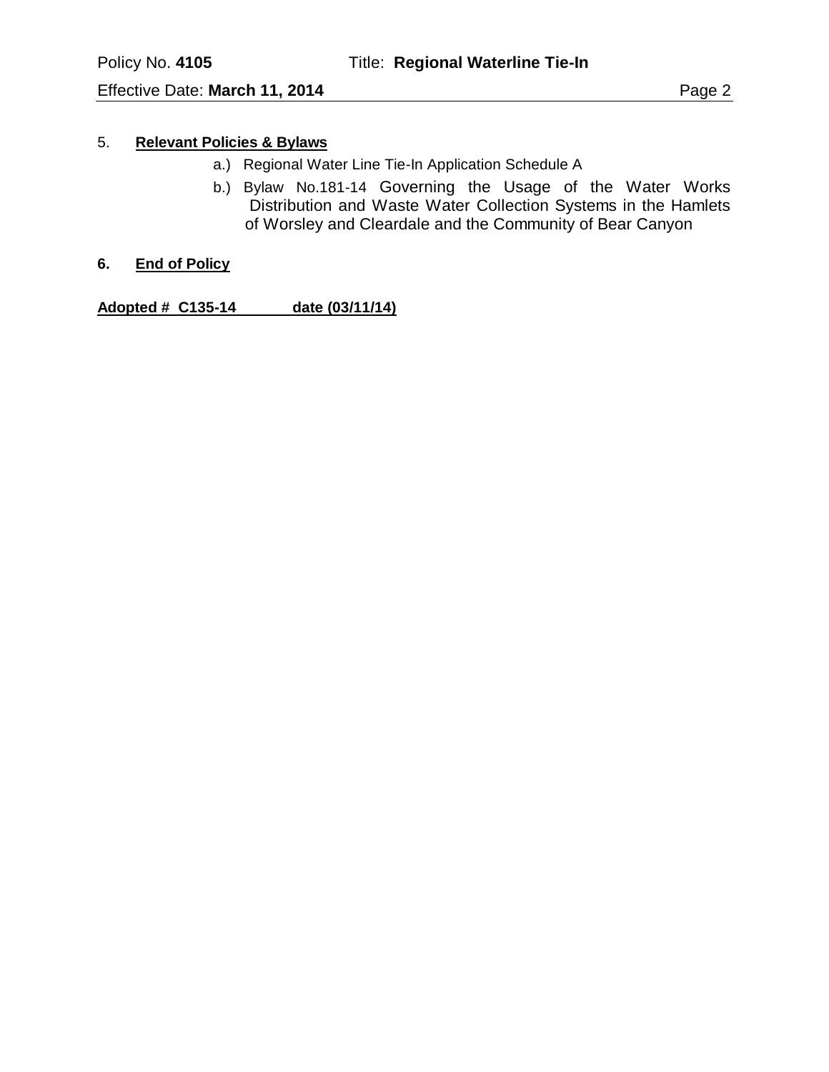## 5. **Relevant Policies & Bylaws**

a.) Regional Water Line Tie-In Application Schedule A

b.) Bylaw No.181-14 Governing the Usage of the Water Works Distribution and Waste Water Collection Systems in the Hamlets of Worsley and Cleardale and the Community of Bear Canyon

## 6. **End of Policy**

**Adopted # C135-14 date (03/11/14)**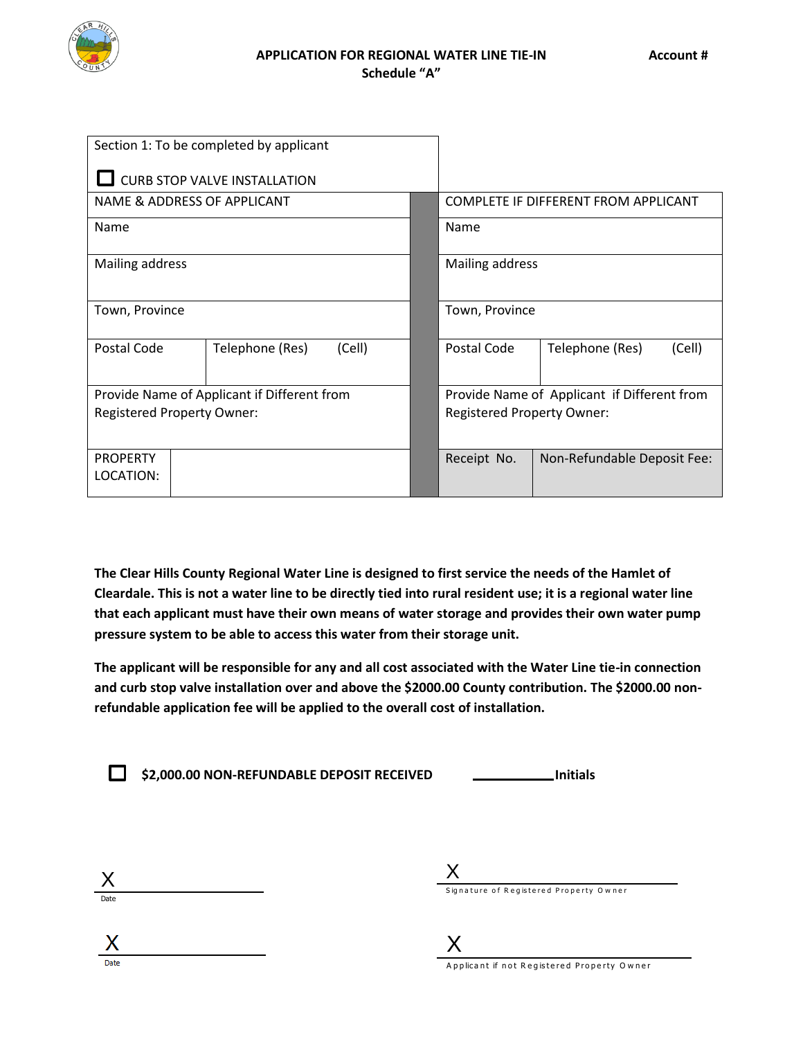# APPLICATION FOR REGIONAL WATER LINE TIE-IN
## Schedule "A"

**Account #**

| Section 1: To be completed by applicant<br><br>☐ CURB STOP VALVE INSTALLATION | | | | | | |
|---|---|---|---|---|---|---|
| NAME & ADDRESS OF APPLICANT | | | | COMPLETE IF DIFFERENT FROM APPLICANT | | |
| Name | | | | Name | | |
| Mailing address | | | | Mailing address | | |
| Town, Province | | | | Town, Province | | |
| Postal Code | Telephone (Res) (Cell) | | | Postal Code | Telephone (Res) (Cell) | |
| Provide Name of Applicant if Different from Registered Property Owner: | | | | Provide Name of Applicant if Different from Registered Property Owner: | | |
| PROPERTY LOCATION: | | | | Receipt No. | Non-Refundable Deposit Fee: | |

**The Clear Hills County Regional Water Line is designed to first service the needs of the Hamlet of Cleardale. This is not a water line to be directly tied into rural resident use; it is a regional water line that each applicant must have their own means of water storage and provides their own water pump pressure system to be able to access this water from their storage unit.**

**The applicant will be responsible for any and all cost associated with the Water Line tie-in connection and curb stop valve installation over and above the $2000.00 County contribution. The $2000.00 non-refundable application fee will be applied to the overall cost of installation.**

☐ **$2,000.00 NON-REFUNDABLE DEPOSIT RECEIVED** ___________**Initials**

X ______________________
Date

X ______________________
Signature of Registered Property Owner

X ______________________
Date

X ______________________
Applicant if not Registered Property Owner